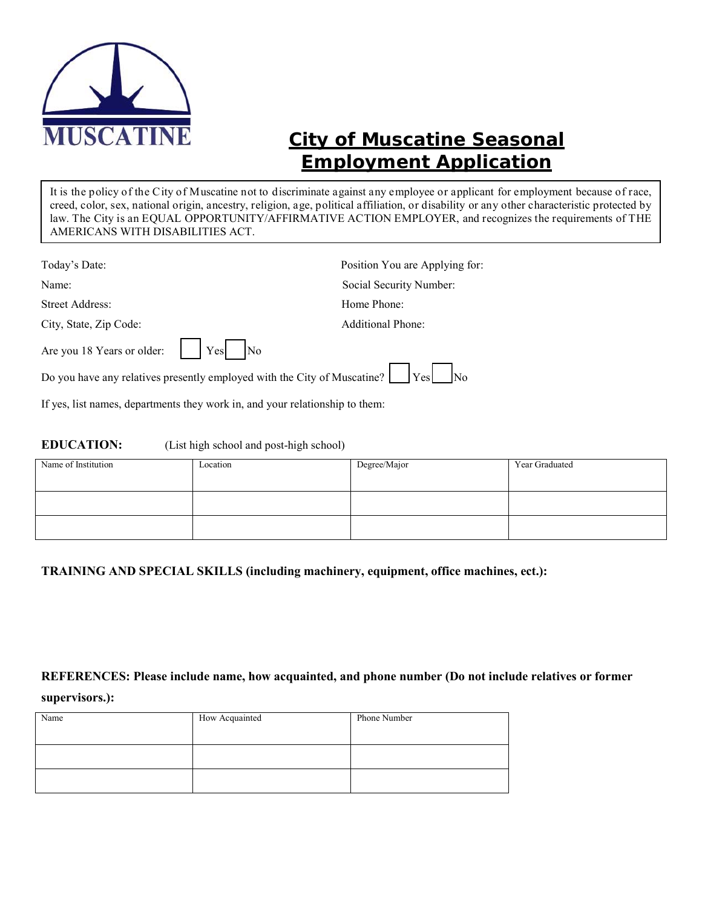MUSCATINE

# City of Muscatine Seasonal Employment Application

It is the policy of the City of Muscatine not to discriminate against any employee or applicant for employment because of race, creed, color, sex, national origin, ancestry, religion, age, political affiliation, or disability or any other characteristic protected by law. The City is an EQUAL OPPORTUNITY/AFFIRMATIVE ACTION EMPLOYER, and recognizes the requirements of THE AMERICANS WITH DISABILITIES ACT.

Today's Date:

Position You are Applying for:

Name:

Social Security Number:

Street Address:

Home Phone:

City, State, Zip Code:

Additional Phone:

Are you 18 Years or older: ☐ Yes ☐ No

Do you have any relatives presently employed with the City of Muscatine? ☐ Yes ☐ No

If yes, list names, departments they work in, and your relationship to them:

**EDUCATION:** (List high school and post-high school)

| Name of Institution | Location | Degree/Major | Year Graduated |
|---|---|---|---|
| | | | |
| | | | |

**TRAINING AND SPECIAL SKILLS (including machinery, equipment, office machines, ect.):**

**REFERENCES: Please include name, how acquainted, and phone number (Do not include relatives or former supervisors.):**

| Name | How Acquainted | Phone Number |
|---|---|---|
| | | |
| | | |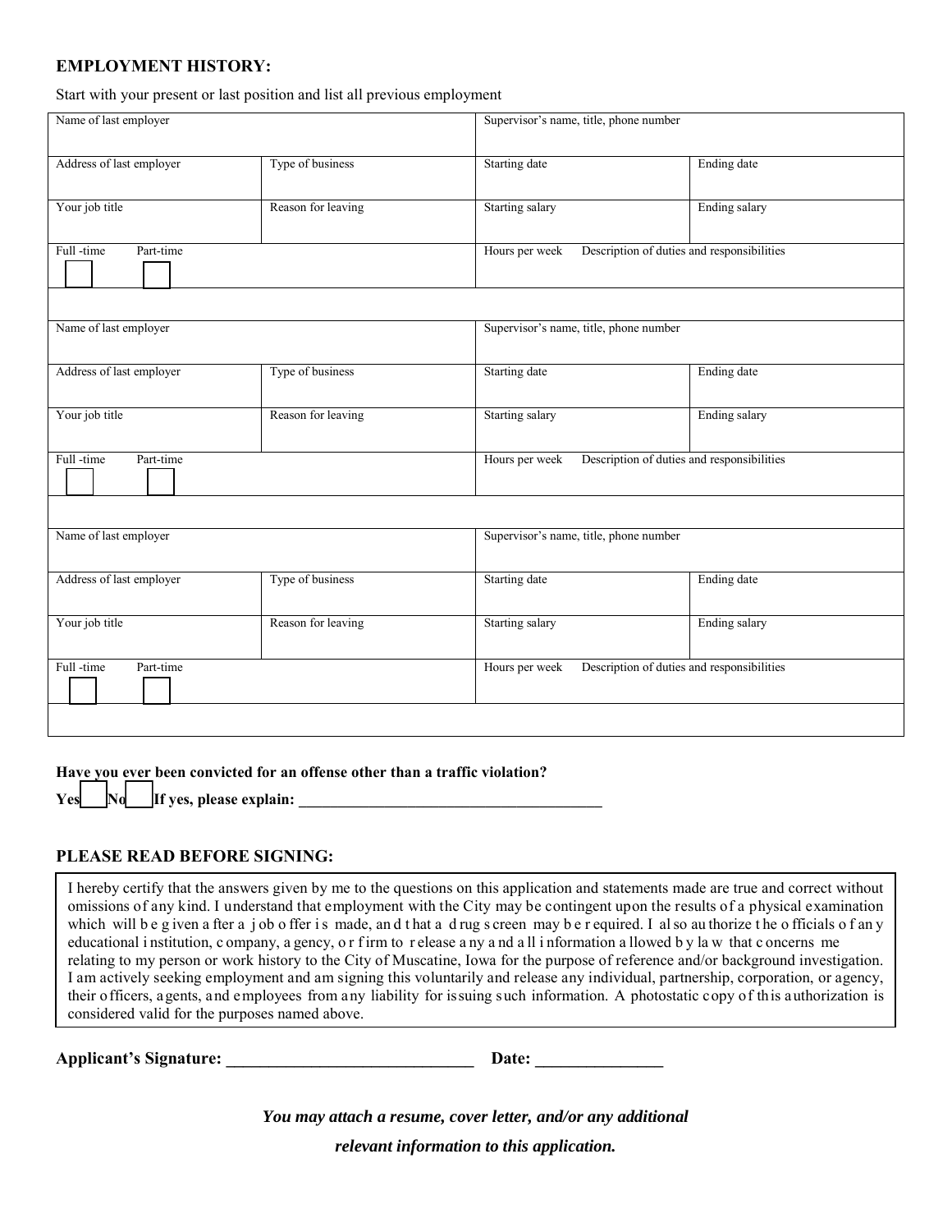## EMPLOYMENT HISTORY:

Start with your present or last position and list all previous employment

| | | | |
|---|---|---|---|
| Name of last employer | | Supervisor's name, title, phone number | |
| Address of last employer | Type of business | Starting date | Ending date |
| Your job title | Reason for leaving | Starting salary | Ending salary |
| Full -time ☐ Part-time ☐ | | Hours per week Description of duties and responsibilities | |
| | | | |
| Name of last employer | | Supervisor's name, title, phone number | |
| Address of last employer | Type of business | Starting date | Ending date |
| Your job title | Reason for leaving | Starting salary | Ending salary |
| Full -time ☐ Part-time ☐ | | Hours per week Description of duties and responsibilities | |
| | | | |
| Name of last employer | | Supervisor's name, title, phone number | |
| Address of last employer | Type of business | Starting date | Ending date |
| Your job title | Reason for leaving | Starting salary | Ending salary |
| Full -time ☐ Part-time ☐ | | Hours per week Description of duties and responsibilities | |
| | | | |

**Have you ever been convicted for an offense other than a traffic violation?**

**Yes ☐ No ☐ If yes, please explain: _______________________________________**

## PLEASE READ BEFORE SIGNING:

I hereby certify that the answers given by me to the questions on this application and statements made are true and correct without omissions of any kind. I understand that employment with the City may be contingent upon the results of a physical examination which will be given after a job offer is made, and that a drug screen may be required. I also authorize the officials of any educational institution, company, agency, or firm to release any and all information allowed by law that concerns me relating to my person or work history to the City of Muscatine, Iowa for the purpose of reference and/or background investigation. I am actively seeking employment and am signing this voluntarily and release any individual, partnership, corporation, or agency, their officers, agents, and employees from any liability for issuing such information. A photostatic copy of this authorization is considered valid for the purposes named above.

**Applicant's Signature: _____________________________ Date: _______________**

***You may attach a resume, cover letter, and/or any additional relevant information to this application.***